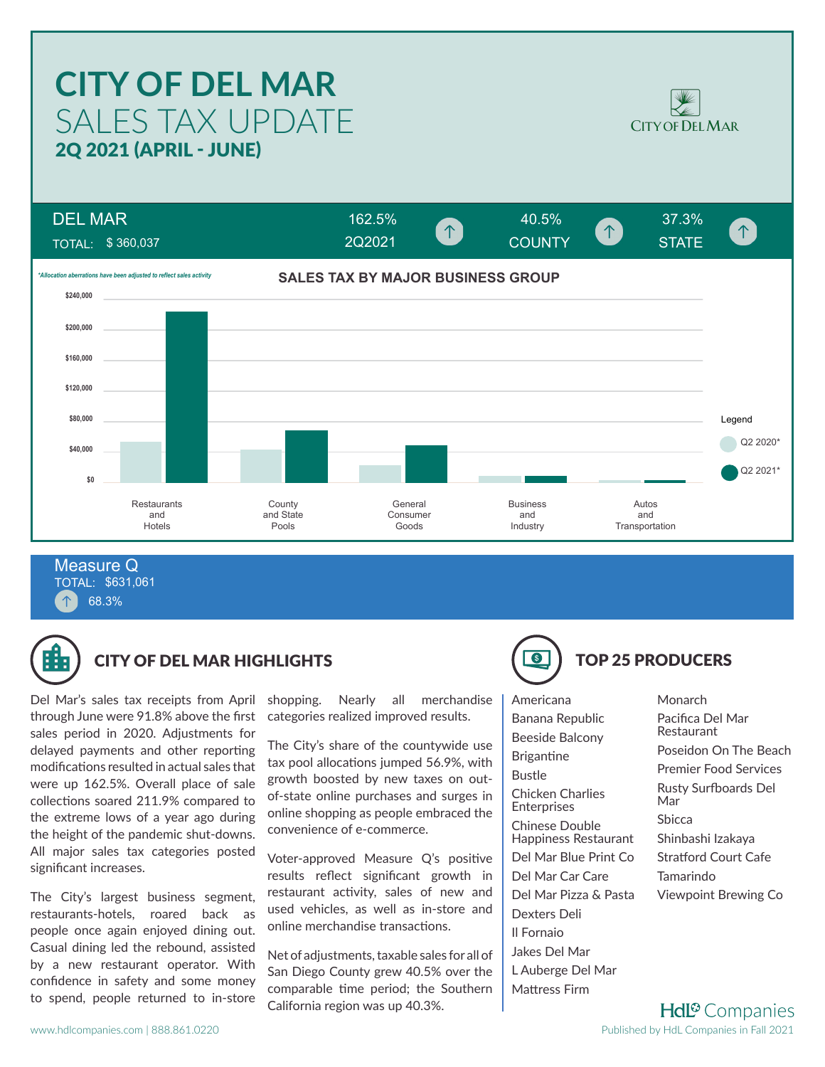# CITY OF DEL MAR SALES TAX UPDATE

## 2Q 2021 (APRIL - JUNE)

CITY OF DEL MAR

| DEL MAR | 2Q2021 | COUNTY | STATE |
|---|---|---|---|
| TOTAL: $ 360,037 | 162.5% ↑ | 40.5% ↑ | 37.3% ↑ |

*\*Allocation aberrations have been adjusted to reflect sales activity*

### SALES TAX BY MAJOR BUSINESS GROUP

Legend: Q2 2020\*, Q2 2021\*

Categories: Restaurants and Hotels; County and State Pools; General Consumer Goods; Business and Industry; Autos and Transportation

Axis: $0, $40,000, $80,000, $120,000, $160,000, $200,000, $240,000

**Measure Q**
TOTAL: $631,061
↑ 68.3%

## CITY OF DEL MAR HIGHLIGHTS

Del Mar's sales tax receipts from April through June were 91.8% above the first sales period in 2020. Adjustments for delayed payments and other reporting modifications resulted in actual sales that were up 162.5%. Overall place of sale collections soared 211.9% compared to the extreme lows of a year ago during the height of the pandemic shut-downs. All major sales tax categories posted significant increases.

The City's largest business segment, restaurants-hotels, roared back as people once again enjoyed dining out. Casual dining led the rebound, assisted by a new restaurant operator. With confidence in safety and some money to spend, people returned to in-store shopping. Nearly all merchandise categories realized improved results.

The City's share of the countywide use tax pool allocations jumped 56.9%, with growth boosted by new taxes on out-of-state online purchases and surges in online shopping as people embraced the convenience of e-commerce.

Voter-approved Measure Q's positive results reflect significant growth in restaurant activity, sales of new and used vehicles, as well as in-store and online merchandise transactions.

Net of adjustments, taxable sales for all of San Diego County grew 40.5% over the comparable time period; the Southern California region was up 40.3%.

## TOP 25 PRODUCERS

- Americana
- Banana Republic
- Beeside Balcony
- Brigantine
- Bustle
- Chicken Charlies Enterprises
- Chinese Double Happiness Restaurant
- Del Mar Blue Print Co
- Del Mar Car Care
- Del Mar Pizza & Pasta
- Dexters Deli
- Il Fornaio
- Jakes Del Mar
- L Auberge Del Mar
- Mattress Firm
- Monarch
- Pacifica Del Mar Restaurant
- Poseidon On The Beach
- Premier Food Services
- Rusty Surfboards Del Mar
- Sbicca
- Shinbashi Izakaya
- Stratford Court Cafe
- Tamarindo
- Viewpoint Brewing Co

HdL Companies

www.hdlcompanies.com | 888.861.0220

Published by HdL Companies in Fall 2021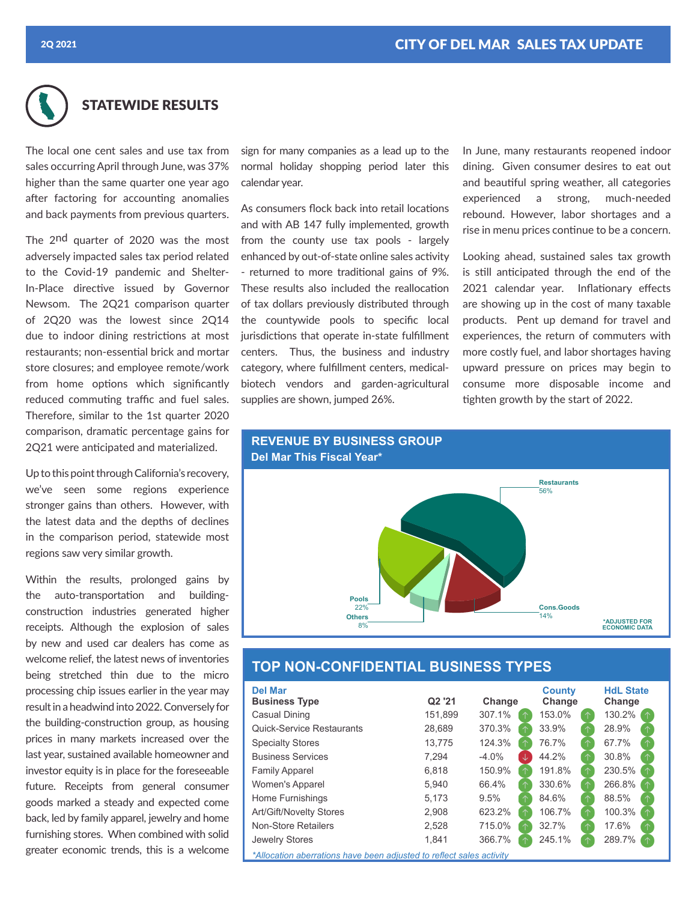## STATEWIDE RESULTS

The local one cent sales and use tax from sales occurring April through June, was 37% higher than the same quarter one year ago after factoring for accounting anomalies and back payments from previous quarters.

The 2nd quarter of 2020 was the most adversely impacted sales tax period related to the Covid-19 pandemic and Shelter-In-Place directive issued by Governor Newsom. The 2Q21 comparison quarter of 2Q20 was the lowest since 2Q14 due to indoor dining restrictions at most restaurants; non-essential brick and mortar store closures; and employee remote/work from home options which significantly reduced commuting traffic and fuel sales. Therefore, similar to the 1st quarter 2020 comparison, dramatic percentage gains for 2Q21 were anticipated and materialized.

Up to this point through California's recovery, we've seen some regions experience stronger gains than others. However, with the latest data and the depths of declines in the comparison period, statewide most regions saw very similar growth.

Within the results, prolonged gains by the auto-transportation and building-construction industries generated higher receipts. Although the explosion of sales by new and used car dealers has come as welcome relief, the latest news of inventories being stretched thin due to the micro processing chip issues earlier in the year may result in a headwind into 2022. Conversely for the building-construction group, as housing prices in many markets increased over the last year, sustained available homeowner and investor equity is in place for the foreseeable future. Receipts from general consumer goods marked a steady and expected come back, led by family apparel, jewelry and home furnishing stores. When combined with solid greater economic trends, this is a welcome sign for many companies as a lead up to the normal holiday shopping period later this calendar year.

As consumers flock back into retail locations and with AB 147 fully implemented, growth from the county use tax pools - largely enhanced by out-of-state online sales activity - returned to more traditional gains of 9%. These results also included the reallocation of tax dollars previously distributed through the countywide pools to specific local jurisdictions that operate in-state fulfillment centers. Thus, the business and industry category, where fulfillment centers, medical-biotech vendors and garden-agricultural supplies are shown, jumped 26%.

In June, many restaurants reopened indoor dining. Given consumer desires to eat out and beautiful spring weather, all categories experienced a strong, much-needed rebound. However, labor shortages and a rise in menu prices continue to be a concern.

Looking ahead, sustained sales tax growth is still anticipated through the end of the 2021 calendar year. Inflationary effects are showing up in the cost of many taxable products. Pent up demand for travel and experiences, the return of commuters with more costly fuel, and labor shortages having upward pressure on prices may begin to consume more disposable income and tighten growth by the start of 2022.

## REVENUE BY BUSINESS GROUP

**Del Mar This Fiscal Year***

Restaurants
56%

Cons.Goods
14%

Pools
22%

Others
8%

*ADJUSTED FOR ECONOMIC DATA

## TOP NON-CONFIDENTIAL BUSINESS TYPES

| Del Mar Business Type | Q2 '21 | Change | | County Change | | HdL State Change | |
|---|---|---|---|---|---|---|---|
| Casual Dining | 151,899 | 307.1% | ↑ | 153.0% | ↑ | 130.2% | ↑ |
| Quick-Service Restaurants | 28,689 | 370.3% | ↑ | 33.9% | ↑ | 28.9% | ↑ |
| Specialty Stores | 13,775 | 124.3% | ↑ | 76.7% | ↑ | 67.7% | ↑ |
| Business Services | 7,294 | -4.0% | ↓ | 44.2% | ↑ | 30.8% | ↑ |
| Family Apparel | 6,818 | 150.9% | ↑ | 191.8% | ↑ | 230.5% | ↑ |
| Women's Apparel | 5,940 | 66.4% | ↑ | 330.6% | ↑ | 266.8% | ↑ |
| Home Furnishings | 5,173 | 9.5% | ↑ | 84.6% | ↑ | 88.5% | ↑ |
| Art/Gift/Novelty Stores | 2,908 | 623.2% | ↑ | 106.7% | ↑ | 100.3% | ↑ |
| Non-Store Retailers | 2,528 | 715.0% | ↑ | 32.7% | ↑ | 17.6% | ↑ |
| Jewelry Stores | 1,841 | 366.7% | ↑ | 245.1% | ↑ | 289.7% | ↑ |

*Allocation aberrations have been adjusted to reflect sales activity*